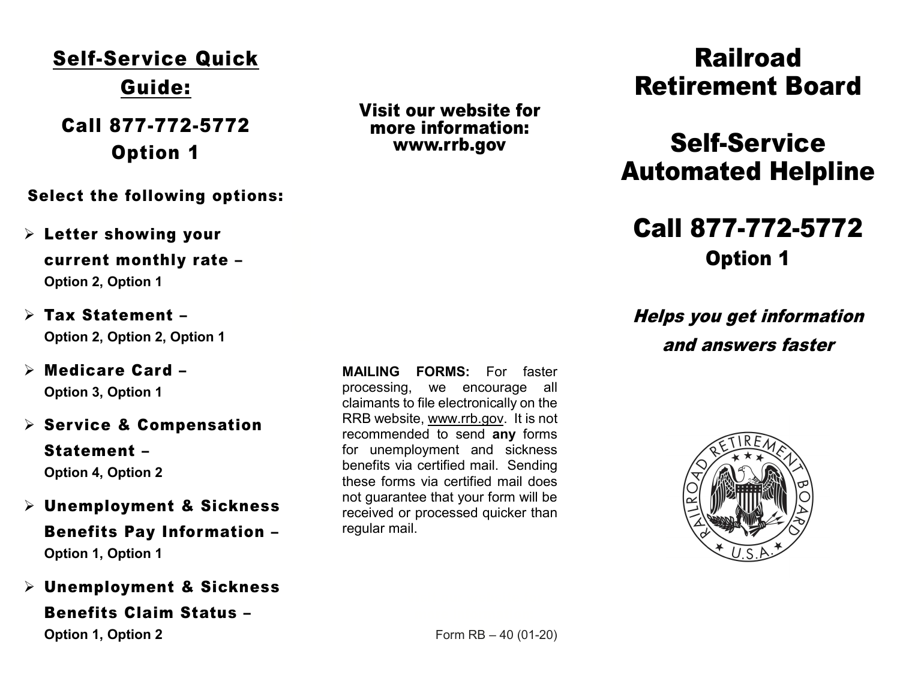## Self-Service Quick Guide:

### Call 877-772-5772
### Option 1

**Select the following options:**

- **Letter showing your current monthly rate –**
  **Option 2, Option 1**
- **Tax Statement –**
  **Option 2, Option 2, Option 1**
- **Medicare Card –**
  **Option 3, Option 1**
- **Service & Compensation Statement –**
  **Option 4, Option 2**
- **Unemployment & Sickness Benefits Pay Information –**
  **Option 1, Option 1**
- **Unemployment & Sickness Benefits Claim Status –**
  **Option 1, Option 2**

**Visit our website for more information: www.rrb.gov**

**MAILING FORMS:** For faster processing, we encourage all claimants to file electronically on the RRB website, www.rrb.gov. It is not recommended to send **any** forms for unemployment and sickness benefits via certified mail. Sending these forms via certified mail does not guarantee that your form will be received or processed quicker than regular mail.

Form RB – 40 (01-20)

# Railroad Retirement Board

# Self-Service Automated Helpline

## Call 877-772-5772
### Option 1

***Helps you get information and answers faster***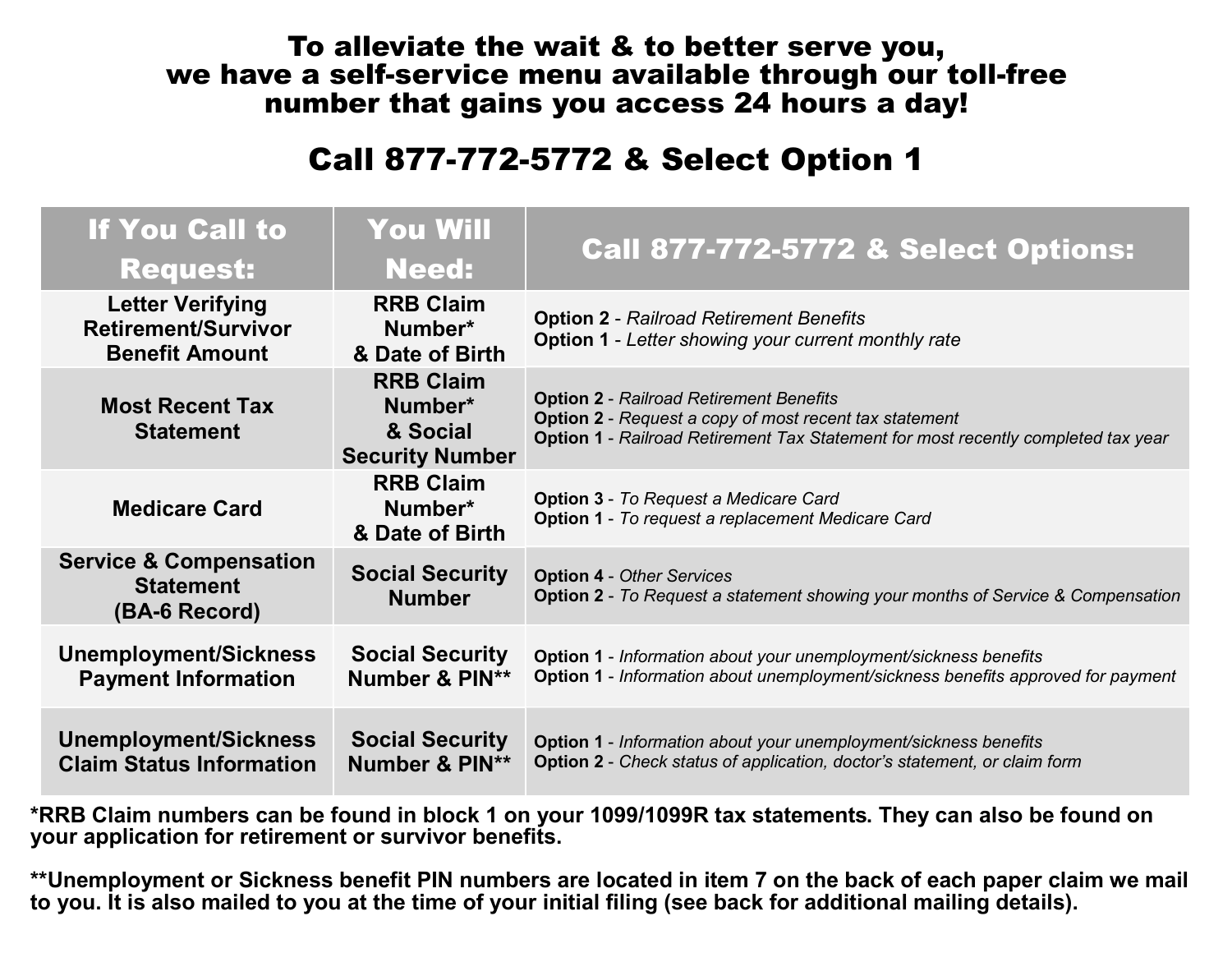# To alleviate the wait & to better serve you, we have a self-service menu available through our toll-free number that gains you access 24 hours a day!

## Call 877-772-5772 & Select Option 1

| If You Call to Request: | You Will Need: | Call 877-772-5772 & Select Options: |
|---|---|---|
| **Letter Verifying Retirement/Survivor Benefit Amount** | **RRB Claim Number* & Date of Birth** | **Option 2** - *Railroad Retirement Benefits*<br>**Option 1** - *Letter showing your current monthly rate* |
| **Most Recent Tax Statement** | **RRB Claim Number* & Social Security Number** | **Option 2** - *Railroad Retirement Benefits*<br>**Option 2** - *Request a copy of most recent tax statement*<br>**Option 1** - *Railroad Retirement Tax Statement for most recently completed tax year* |
| **Medicare Card** | **RRB Claim Number* & Date of Birth** | **Option 3** - *To Request a Medicare Card*<br>**Option 1** - *To request a replacement Medicare Card* |
| **Service & Compensation Statement (BA-6 Record)** | **Social Security Number** | **Option 4** - *Other Services*<br>**Option 2** - *To Request a statement showing your months of Service & Compensation* |
| **Unemployment/Sickness Payment Information** | **Social Security Number & PIN**** | **Option 1** - *Information about your unemployment/sickness benefits*<br>**Option 1** - *Information about unemployment/sickness benefits approved for payment* |
| **Unemployment/Sickness Claim Status Information** | **Social Security Number & PIN**** | **Option 1** - *Information about your unemployment/sickness benefits*<br>**Option 2** - *Check status of application, doctor's statement, or claim form* |

**\*RRB Claim numbers can be found in block 1 on your 1099/1099R tax statements. They can also be found on your application for retirement or survivor benefits.**

**\*\*Unemployment or Sickness benefit PIN numbers are located in item 7 on the back of each paper claim we mail to you. It is also mailed to you at the time of your initial filing (see back for additional mailing details).**